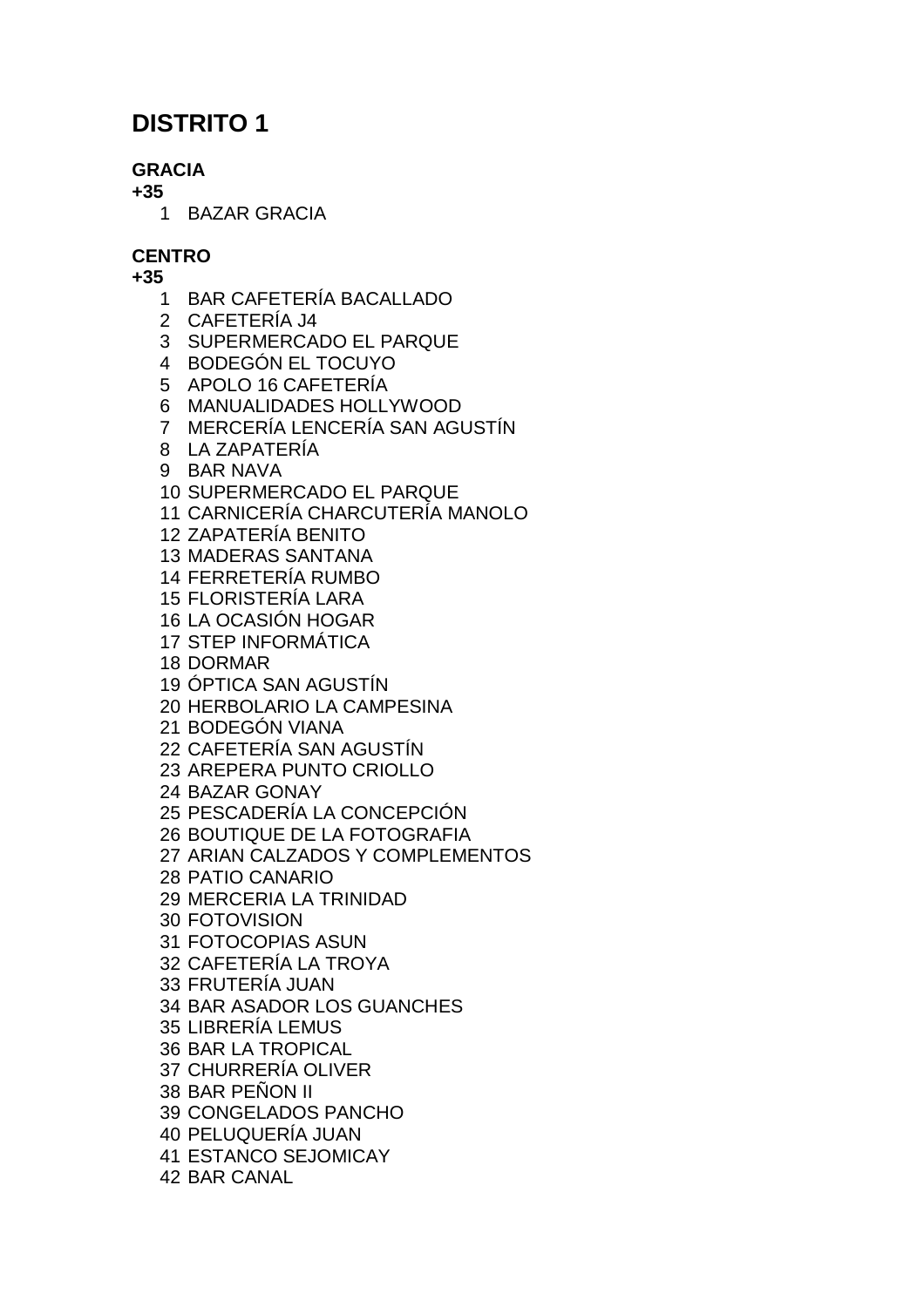# DISTRITO 1

**GRACIA**

**+35**

1. BAZAR GRACIA

**CENTRO**

**+35**

1. BAR CAFETERÍA BACALLADO
2. CAFETERÍA J4
3. SUPERMERCADO EL PARQUE
4. BODEGÓN EL TOCUYO
5. APOLO 16 CAFETERÍA
6. MANUALIDADES HOLLYWOOD
7. MERCERÍA LENCERÍA SAN AGUSTÍN
8. LA ZAPATERÍA
9. BAR NAVA
10. SUPERMERCADO EL PARQUE
11. CARNICERÍA CHARCUTERÍA MANOLO
12. ZAPATERÍA BENITO
13. MADERAS SANTANA
14. FERRETERÍA RUMBO
15. FLORISTERÍA LARA
16. LA OCASIÓN HOGAR
17. STEP INFORMÁTICA
18. DORMAR
19. ÓPTICA SAN AGUSTÍN
20. HERBOLARIO LA CAMPESINA
21. BODEGÓN VIANA
22. CAFETERÍA SAN AGUSTÍN
23. AREPERA PUNTO CRIOLLO
24. BAZAR GONAY
25. PESCADERÍA LA CONCEPCIÓN
26. BOUTIQUE DE LA FOTOGRAFIA
27. ARIAN CALZADOS Y COMPLEMENTOS
28. PATIO CANARIO
29. MERCERIA LA TRINIDAD
30. FOTOVISION
31. FOTOCOPIAS ASUN
32. CAFETERÍA LA TROYA
33. FRUTERÍA JUAN
34. BAR ASADOR LOS GUANCHES
35. LIBRERÍA LEMUS
36. BAR LA TROPICAL
37. CHURRERÍA OLIVER
38. BAR PEÑON II
39. CONGELADOS PANCHO
40. PELUQUERÍA JUAN
41. ESTANCO SEJOMICAY
42. BAR CANAL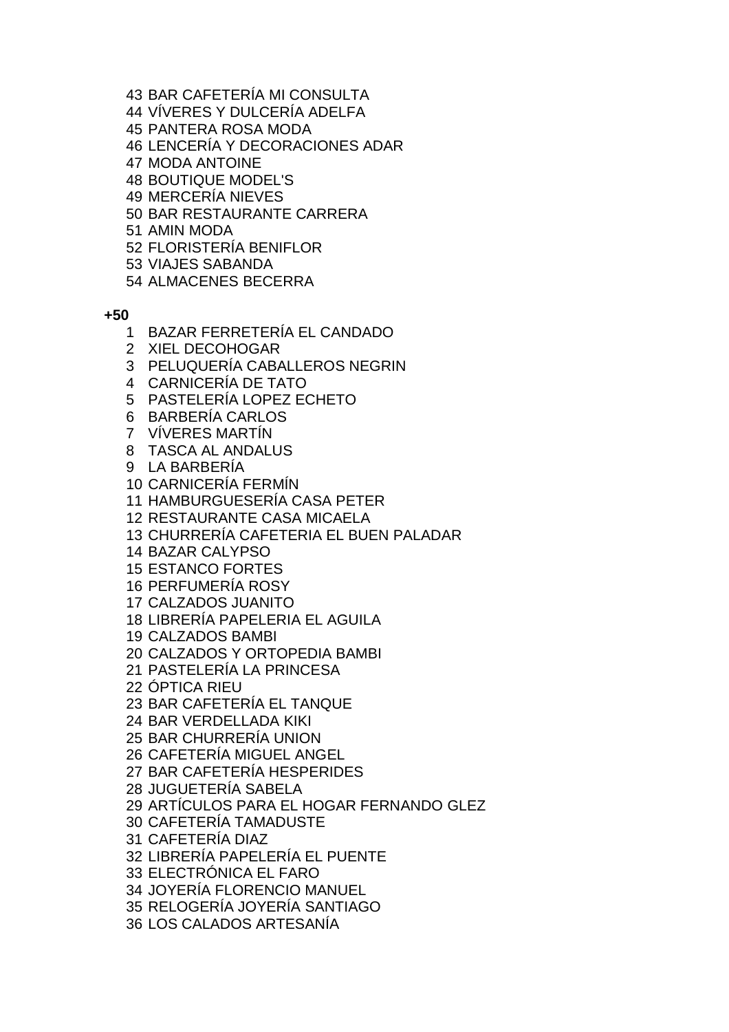43 BAR CAFETERÍA MI CONSULTA
44 VÍVERES Y DULCERÍA ADELFA
45 PANTERA ROSA MODA
46 LENCERÍA Y DECORACIONES ADAR
47 MODA ANTOINE
48 BOUTIQUE MODEL'S
49 MERCERÍA NIEVES
50 BAR RESTAURANTE CARRERA
51 AMIN MODA
52 FLORISTERÍA BENIFLOR
53 VIAJES SABANDA
54 ALMACENES BECERRA

**+50**

1 BAZAR FERRETERÍA EL CANDADO
2 XIEL DECOHOGAR
3 PELUQUERÍA CABALLEROS NEGRIN
4 CARNICERÍA DE TATO
5 PASTELERÍA LOPEZ ECHETO
6 BARBERÍA CARLOS
7 VÍVERES MARTÍN
8 TASCA AL ANDALUS
9 LA BARBERÍA
10 CARNICERÍA FERMÍN
11 HAMBURGUESERÍA CASA PETER
12 RESTAURANTE CASA MICAELA
13 CHURRERÍA CAFETERIA EL BUEN PALADAR
14 BAZAR CALYPSO
15 ESTANCO FORTES
16 PERFUMERÍA ROSY
17 CALZADOS JUANITO
18 LIBRERÍA PAPELERIA EL AGUILA
19 CALZADOS BAMBI
20 CALZADOS Y ORTOPEDIA BAMBI
21 PASTELERÍA LA PRINCESA
22 ÓPTICA RIEU
23 BAR CAFETERÍA EL TANQUE
24 BAR VERDELLADA KIKI
25 BAR CHURRERÍA UNION
26 CAFETERÍA MIGUEL ANGEL
27 BAR CAFETERÍA HESPERIDES
28 JUGUETERÍA SABELA
29 ARTÍCULOS PARA EL HOGAR FERNANDO GLEZ
30 CAFETERÍA TAMADUSTE
31 CAFETERÍA DIAZ
32 LIBRERÍA PAPELERÍA EL PUENTE
33 ELECTRÓNICA EL FARO
34 JOYERÍA FLORENCIO MANUEL
35 RELOGERÍA JOYERÍA SANTIAGO
36 LOS CALADOS ARTESANÍA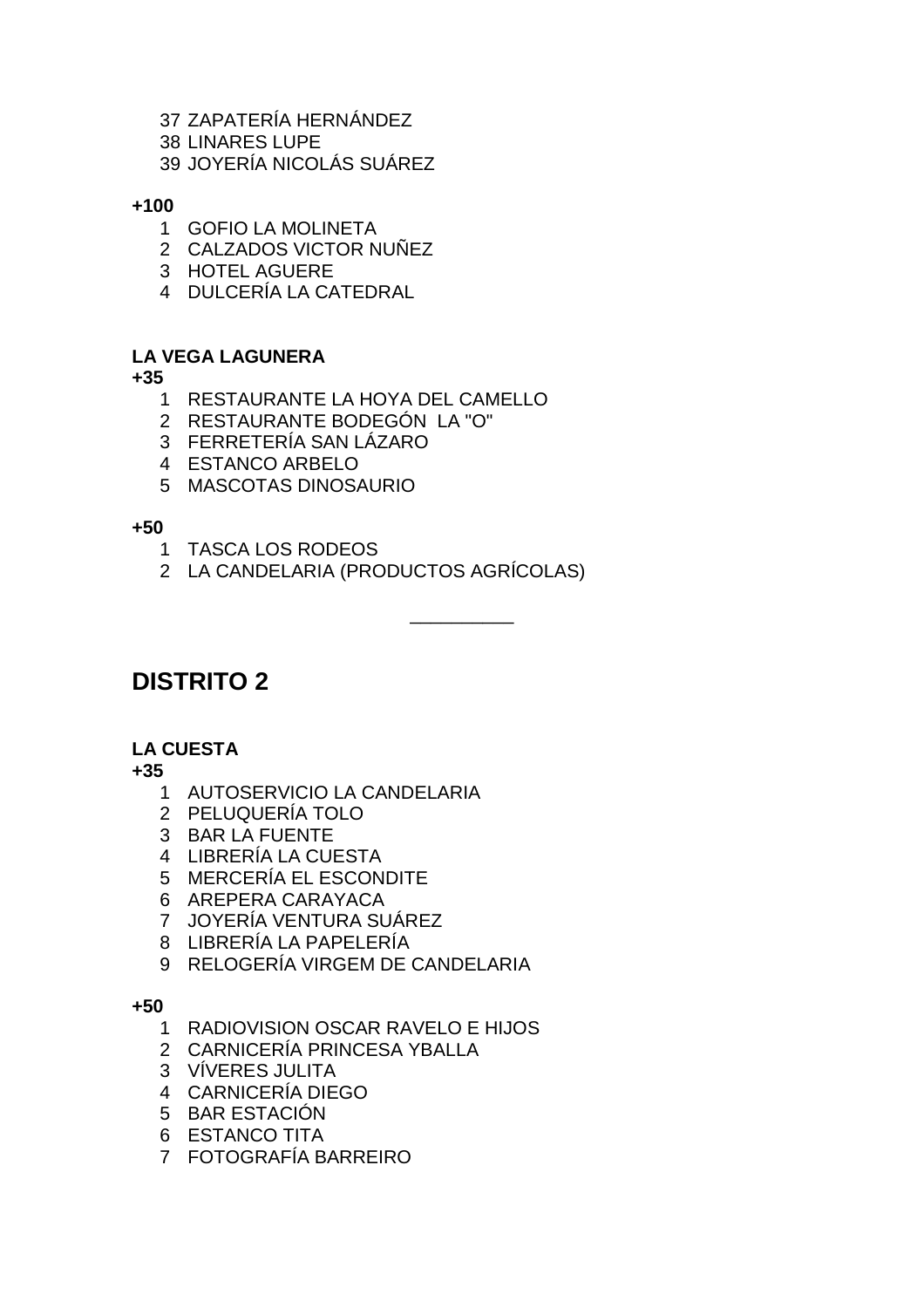37 ZAPATERÍA HERNÁNDEZ
38 LINARES LUPE
39 JOYERÍA NICOLÁS SUÁREZ

**+100**

1 GOFIO LA MOLINETA
2 CALZADOS VICTOR NUÑEZ
3 HOTEL AGUERE
4 DULCERÍA LA CATEDRAL

**LA VEGA LAGUNERA**

**+35**

1 RESTAURANTE LA HOYA DEL CAMELLO
2 RESTAURANTE BODEGÓN LA "O"
3 FERRETERÍA SAN LÁZARO
4 ESTANCO ARBELO
5 MASCOTAS DINOSAURIO

**+50**

1 TASCA LOS RODEOS
2 LA CANDELARIA (PRODUCTOS AGRÍCOLAS)

__________

## DISTRITO 2

**LA CUESTA**

**+35**

1 AUTOSERVICIO LA CANDELARIA
2 PELUQUERÍA TOLO
3 BAR LA FUENTE
4 LIBRERÍA LA CUESTA
5 MERCERÍA EL ESCONDITE
6 AREPERA CARAYACA
7 JOYERÍA VENTURA SUÁREZ
8 LIBRERÍA LA PAPELERÍA
9 RELOGERÍA VIRGEM DE CANDELARIA

**+50**

1 RADIOVISION OSCAR RAVELO E HIJOS
2 CARNICERÍA PRINCESA YBALLA
3 VÍVERES JULITA
4 CARNICERÍA DIEGO
5 BAR ESTACIÓN
6 ESTANCO TITA
7 FOTOGRAFÍA BARREIRO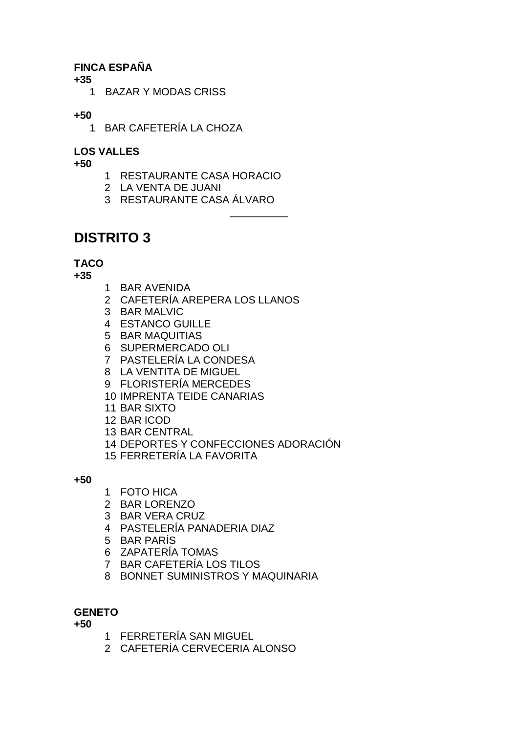**FINCA ESPAÑA**

**+35**

1. BAZAR Y MODAS CRISS

**+50**

1. BAR CAFETERÍA LA CHOZA

**LOS VALLES**

**+50**

1. RESTAURANTE CASA HORACIO
2. LA VENTA DE JUANI
3. RESTAURANTE CASA ÁLVARO

__________

# DISTRITO 3

**TACO**

**+35**

1. BAR AVENIDA
2. CAFETERÍA AREPERA LOS LLANOS
3. BAR MALVIC
4. ESTANCO GUILLE
5. BAR MAQUITIAS
6. SUPERMERCADO OLI
7. PASTELERÍA LA CONDESA
8. LA VENTITA DE MIGUEL
9. FLORISTERÍA MERCEDES
10. IMPRENTA TEIDE CANARIAS
11. BAR SIXTO
12. BAR ICOD
13. BAR CENTRAL
14. DEPORTES Y CONFECCIONES ADORACIÓN
15. FERRETERÍA LA FAVORITA

**+50**

1. FOTO HICA
2. BAR LORENZO
3. BAR VERA CRUZ
4. PASTELERÍA PANADERIA DIAZ
5. BAR PARÍS
6. ZAPATERÍA TOMAS
7. BAR CAFETERÍA LOS TILOS
8. BONNET SUMINISTROS Y MAQUINARIA

**GENETO**

**+50**

1. FERRETERÍA SAN MIGUEL
2. CAFETERÍA CERVECERIA ALONSO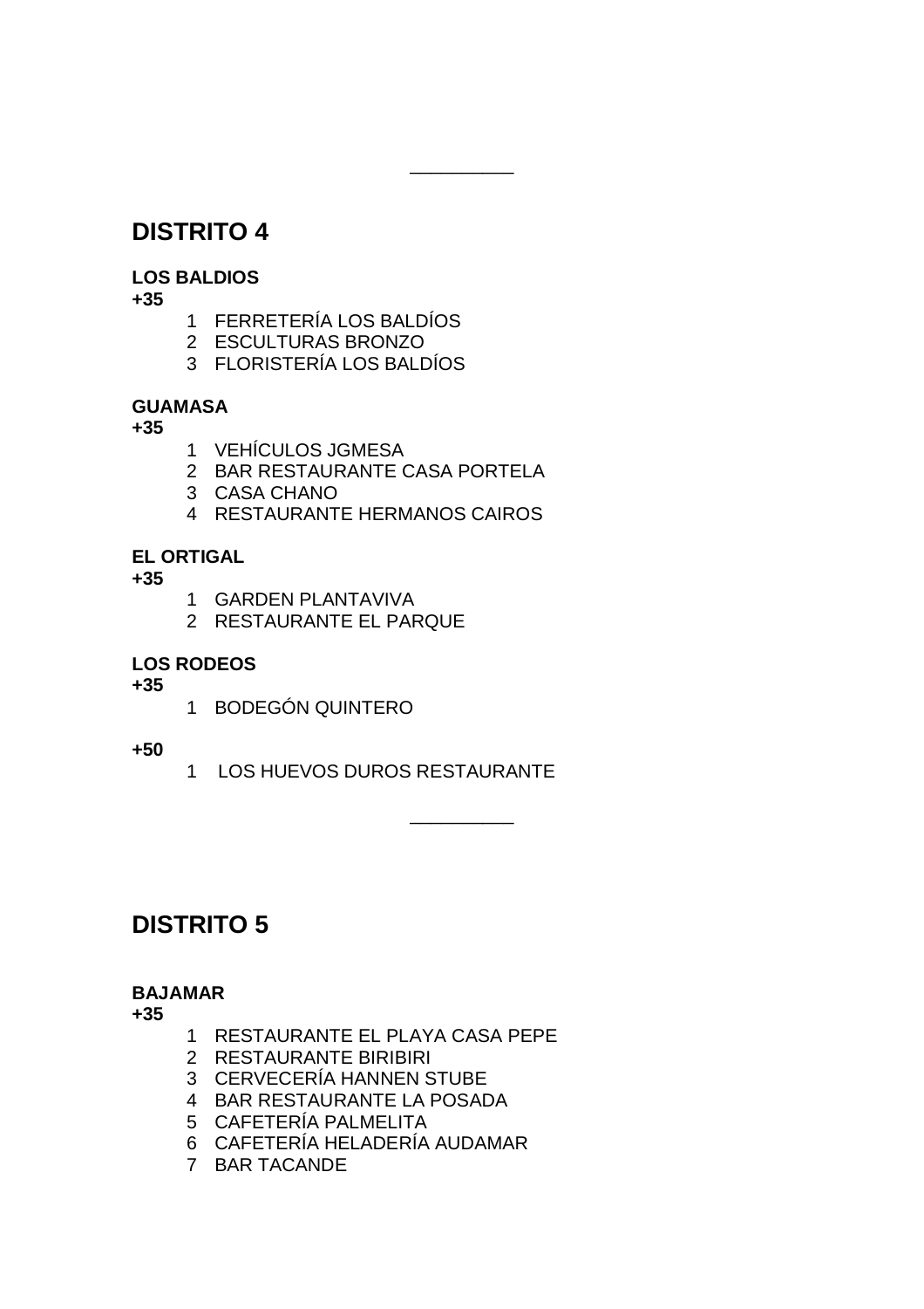__________

## DISTRITO 4

**LOS BALDIOS**

**+35**

1. FERRETERÍA LOS BALDÍOS
2. ESCULTURAS BRONZO
3. FLORISTERÍA LOS BALDÍOS

**GUAMASA**

**+35**

1. VEHÍCULOS JGMESA
2. BAR RESTAURANTE CASA PORTELA
3. CASA CHANO
4. RESTAURANTE HERMANOS CAIROS

**EL ORTIGAL**

**+35**

1. GARDEN PLANTAVIVA
2. RESTAURANTE EL PARQUE

**LOS RODEOS**

**+35**

1. BODEGÓN QUINTERO

**+50**

1. LOS HUEVOS DUROS RESTAURANTE

__________

## DISTRITO 5

**BAJAMAR**

**+35**

1. RESTAURANTE EL PLAYA CASA PEPE
2. RESTAURANTE BIRIBIRI
3. CERVECERÍA HANNEN STUBE
4. BAR RESTAURANTE LA POSADA
5. CAFETERÍA PALMELITA
6. CAFETERÍA HELADERÍA AUDAMAR
7. BAR TACANDE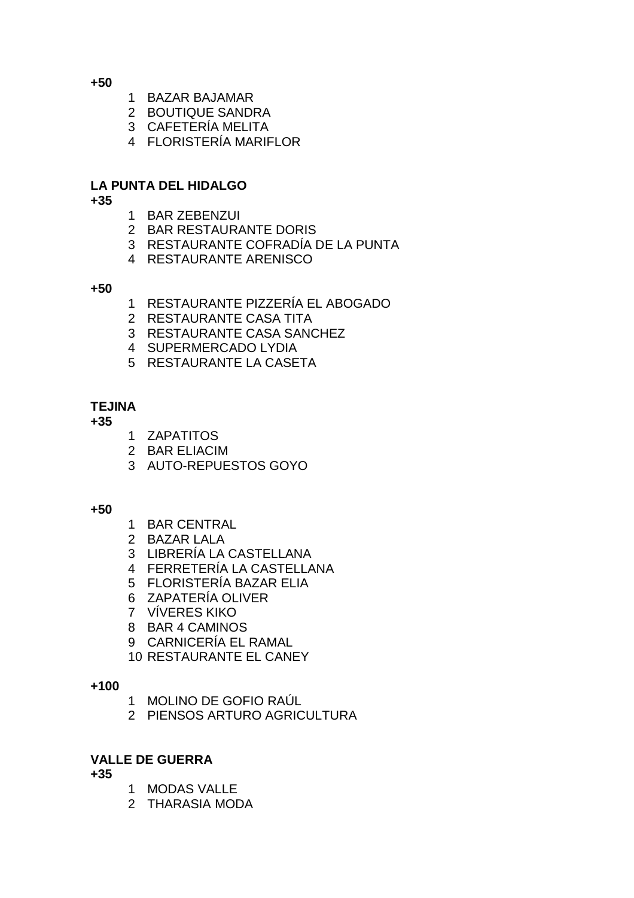**+50**

1. BAZAR BAJAMAR
2. BOUTIQUE SANDRA
3. CAFETERÍA MELITA
4. FLORISTERÍA MARIFLOR

**LA PUNTA DEL HIDALGO**

**+35**

1. BAR ZEBENZUI
2. BAR RESTAURANTE DORIS
3. RESTAURANTE COFRADÍA DE LA PUNTA
4. RESTAURANTE ARENISCO

**+50**

1. RESTAURANTE PIZZERÍA EL ABOGADO
2. RESTAURANTE CASA TITA
3. RESTAURANTE CASA SANCHEZ
4. SUPERMERCADO LYDIA
5. RESTAURANTE LA CASETA

**TEJINA**

**+35**

1. ZAPATITOS
2. BAR ELIACIM
3. AUTO-REPUESTOS GOYO

**+50**

1. BAR CENTRAL
2. BAZAR LALA
3. LIBRERÍA LA CASTELLANA
4. FERRETERÍA LA CASTELLANA
5. FLORISTERÍA BAZAR ELIA
6. ZAPATERÍA OLIVER
7. VÍVERES KIKO
8. BAR 4 CAMINOS
9. CARNICERÍA EL RAMAL
10. RESTAURANTE EL CANEY

**+100**

1. MOLINO DE GOFIO RAÚL
2. PIENSOS ARTURO AGRICULTURA

**VALLE DE GUERRA**

**+35**

1. MODAS VALLE
2. THARASIA MODA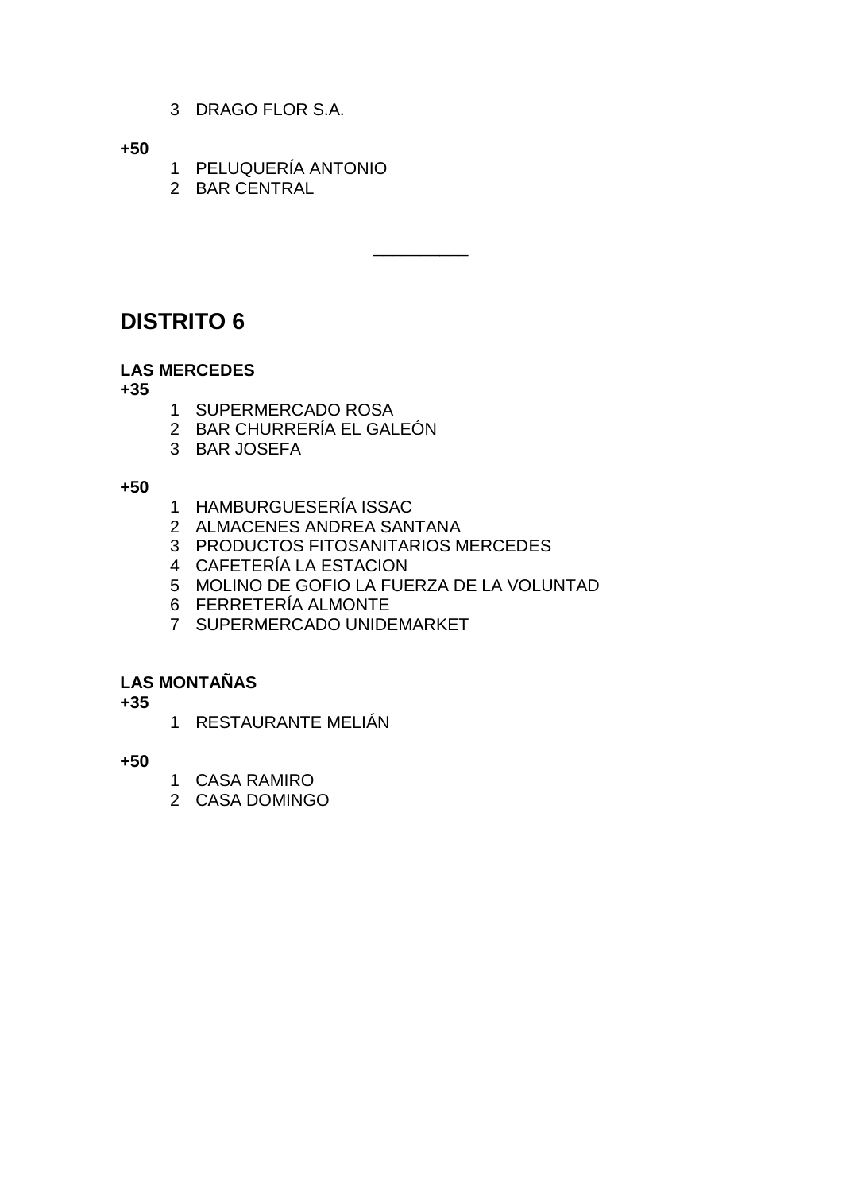3. DRAGO FLOR S.A.

**+50**

1. PELUQUERÍA ANTONIO
2. BAR CENTRAL

\_\_\_\_\_\_\_\_\_\_

## DISTRITO 6

**LAS MERCEDES**

**+35**

1. SUPERMERCADO ROSA
2. BAR CHURRERÍA EL GALEÓN
3. BAR JOSEFA

**+50**

1. HAMBURGUESERÍA ISSAC
2. ALMACENES ANDREA SANTANA
3. PRODUCTOS FITOSANITARIOS MERCEDES
4. CAFETERÍA LA ESTACION
5. MOLINO DE GOFIO LA FUERZA DE LA VOLUNTAD
6. FERRETERÍA ALMONTE
7. SUPERMERCADO UNIDEMARKET

**LAS MONTAÑAS**

**+35**

1. RESTAURANTE MELIÁN

**+50**

1. CASA RAMIRO
2. CASA DOMINGO